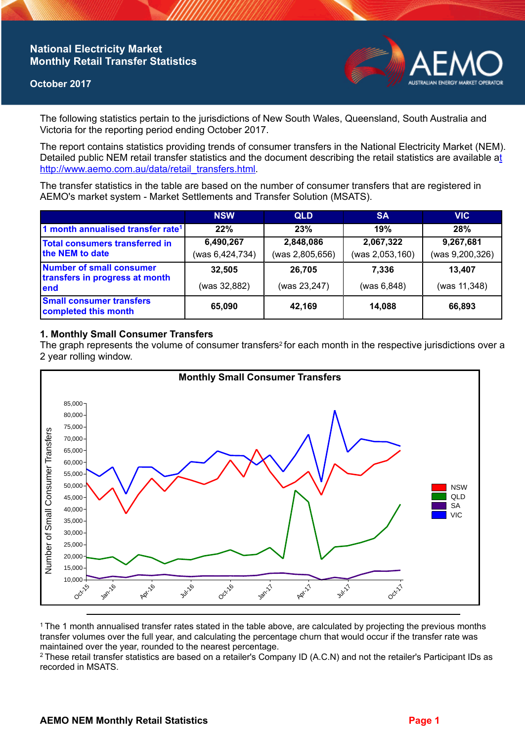# National Electricity Market Monthly Retail Transfer Statistics

**October 2017**

The following statistics pertain to the jurisdictions of New South Wales, Queensland, South Australia and Victoria for the reporting period ending October 2017.

The report contains statistics providing trends of consumer transfers in the National Electricity Market (NEM). Detailed public NEM retail transfer statistics and the document describing the retail statistics are available at http://www.aemo.com.au/data/retail_transfers.html.

The transfer statistics in the table are based on the number of consumer transfers that are registered in AEMO's market system - Market Settlements and Transfer Solution (MSATS).

| | NSW | QLD | SA | VIC |
|---|---|---|---|---|
| 1 month annualised transfer rate[1] | 22% | 23% | 19% | 28% |
| Total consumers transferred in the NEM to date | 6,490,267 (was 6,424,734) | 2,848,086 (was 2,805,656) | 2,067,322 (was 2,053,160) | 9,267,681 (was 9,200,326) |
| Number of small consumer transfers in progress at month end | 32,505 (was 32,882) | 26,705 (was 23,247) | 7,336 (was 6,848) | 13,407 (was 11,348) |
| Small consumer transfers completed this month | 65,090 | 42,169 | 14,088 | 66,893 |

## 1. Monthly Small Consumer Transfers

The graph represents the volume of consumer transfers[2] for each month in the respective jurisdictions over a 2 year rolling window.

**Monthly Small Consumer Transfers**

[1] The 1 month annualised transfer rates stated in the table above, are calculated by projecting the previous months transfer volumes over the full year, and calculating the percentage churn that would occur if the transfer rate was maintained over the year, rounded to the nearest percentage.

[2] These retail transfer statistics are based on a retailer's Company ID (A.C.N) and not the retailer's Participant IDs as recorded in MSATS.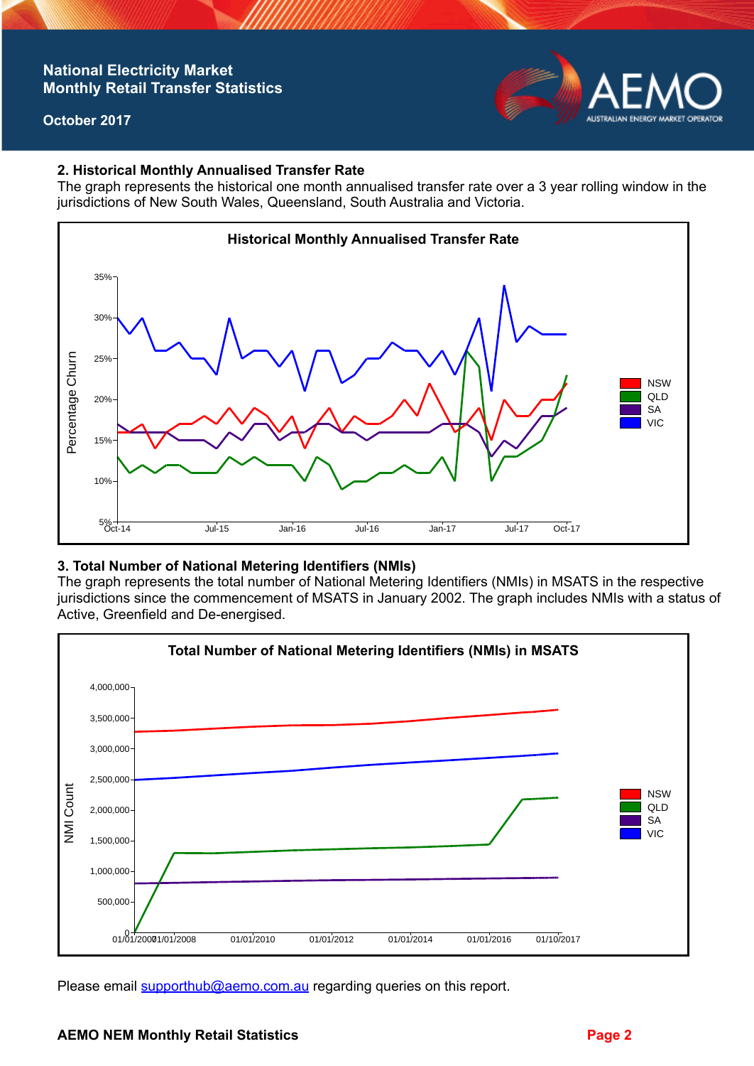National Electricity Market
Monthly Retail Transfer Statistics

October 2017

## 2. Historical Monthly Annualised Transfer Rate

The graph represents the historical one month annualised transfer rate over a 3 year rolling window in the jurisdictions of New South Wales, Queensland, South Australia and Victoria.

Historical Monthly Annualised Transfer Rate

Percentage Churn

35%
30%
25%
20%
15%
10%
5%

Oct-14 Jul-15 Jan-16 Jul-16 Jan-17 Jul-17 Oct-17

NSW
QLD
SA
VIC

## 3. Total Number of National Metering Identifiers (NMIs)

The graph represents the total number of National Metering Identifiers (NMIs) in MSATS in the respective jurisdictions since the commencement of MSATS in January 2002. The graph includes NMIs with a status of Active, Greenfield and De-energised.

Total Number of National Metering Identifiers (NMIs) in MSATS

NMI Count

4,000,000
3,500,000
3,000,000
2,500,000
2,000,000
1,500,000
1,000,000
500,000
0

01/01/2007 01/01/2008 01/01/2010 01/01/2012 01/01/2014 01/01/2016 01/10/2017

NSW
QLD
SA
VIC

Please email supporthub@aemo.com.au regarding queries on this report.